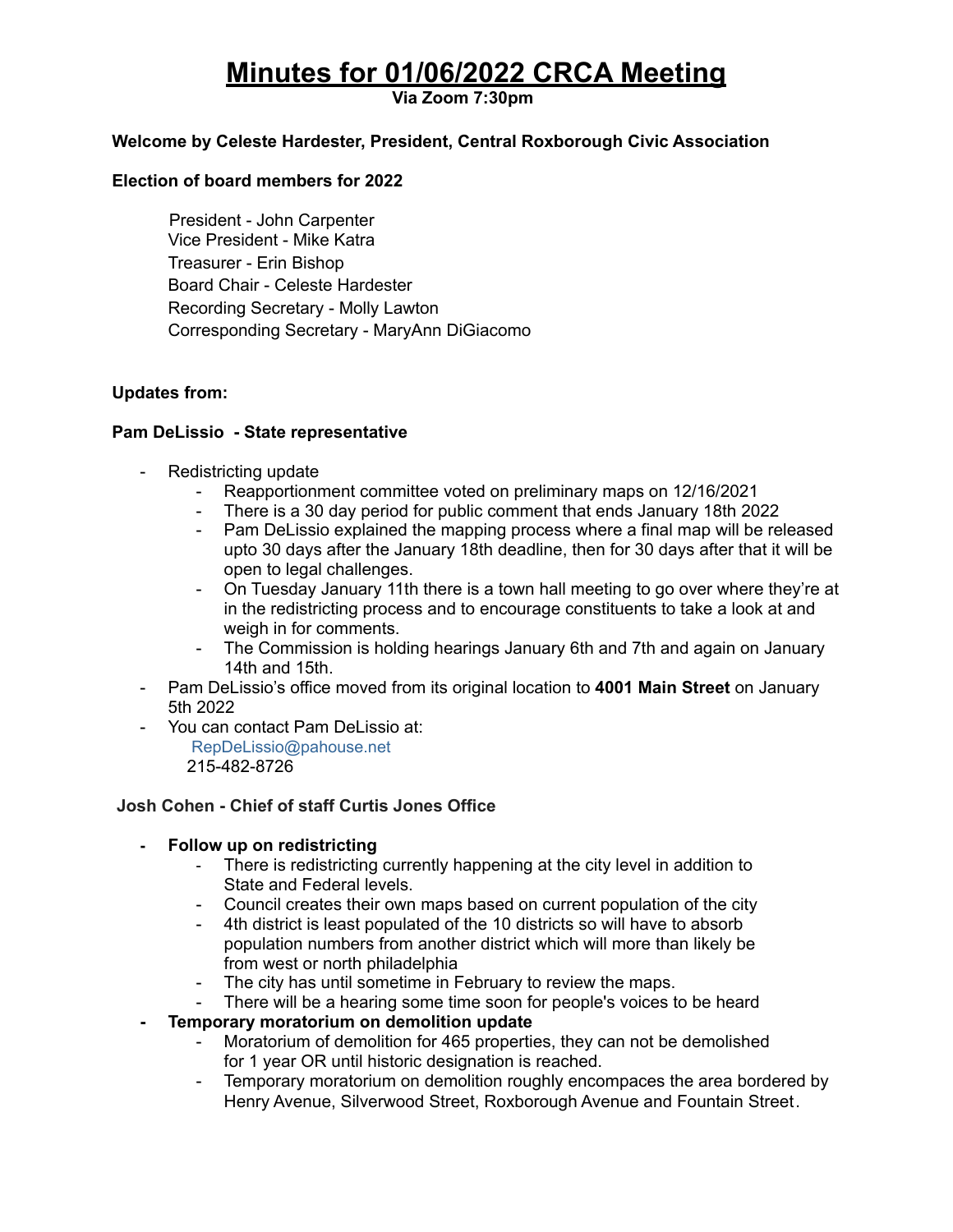# Minutes for 01/06/2022 CRCA Meeting

**Via Zoom 7:30pm**

**Welcome by Celeste Hardester, President, Central Roxborough Civic Association**

**Election of board members for 2022**

President - John Carpenter
Vice President - Mike Katra
Treasurer - Erin Bishop
Board Chair - Celeste Hardester
Recording Secretary - Molly Lawton
Corresponding Secretary - MaryAnn DiGiacomo

**Updates from:**

**Pam DeLissio - State representative**

- Redistricting update
  - Reapportionment committee voted on preliminary maps on 12/16/2021
  - There is a 30 day period for public comment that ends January 18th 2022
  - Pam DeLissio explained the mapping process where a final map will be released upto 30 days after the January 18th deadline, then for 30 days after that it will be open to legal challenges.
  - On Tuesday January 11th there is a town hall meeting to go over where they're at in the redistricting process and to encourage constituents to take a look at and weigh in for comments.
  - The Commission is holding hearings January 6th and 7th and again on January 14th and 15th.
- Pam DeLissio's office moved from its original location to **4001 Main Street** on January 5th 2022
- You can contact Pam DeLissio at:
  RepDeLissio@pahouse.net
  215-482-8726

**Josh Cohen - Chief of staff Curtis Jones Office**

- **Follow up on redistricting**
  - There is redistricting currently happening at the city level in addition to State and Federal levels.
  - Council creates their own maps based on current population of the city
  - 4th district is least populated of the 10 districts so will have to absorb population numbers from another district which will more than likely be from west or north philadelphia
  - The city has until sometime in February to review the maps.
  - There will be a hearing some time soon for people's voices to be heard
- **Temporary moratorium on demolition update**
  - Moratorium of demolition for 465 properties, they can not be demolished for 1 year OR until historic designation is reached.
  - Temporary moratorium on demolition roughly encompaces the area bordered by Henry Avenue, Silverwood Street, Roxborough Avenue and Fountain Street.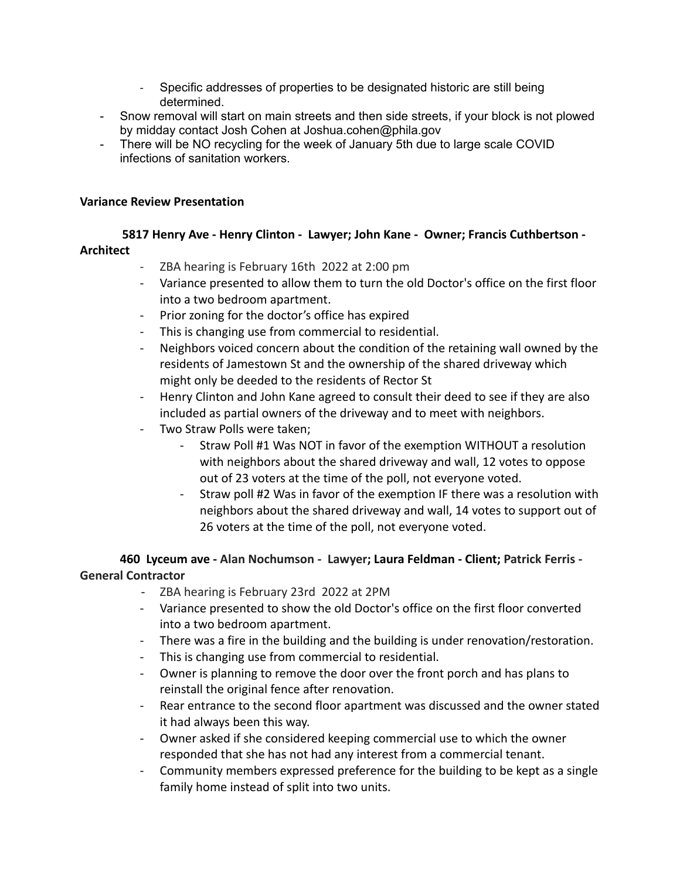- Specific addresses of properties to be designated historic are still being determined.
- Snow removal will start on main streets and then side streets, if your block is not plowed by midday contact Josh Cohen at Joshua.cohen@phila.gov
- There will be NO recycling for the week of January 5th due to large scale COVID infections of sanitation workers.

**Variance Review Presentation**

**5817 Henry Ave - Henry Clinton - Lawyer; John Kane - Owner; Francis Cuthbertson - Architect**

- ZBA hearing is February 16th 2022 at 2:00 pm
- Variance presented to allow them to turn the old Doctor's office on the first floor into a two bedroom apartment.
- Prior zoning for the doctor's office has expired
- This is changing use from commercial to residential.
- Neighbors voiced concern about the condition of the retaining wall owned by the residents of Jamestown St and the ownership of the shared driveway which might only be deeded to the residents of Rector St
- Henry Clinton and John Kane agreed to consult their deed to see if they are also included as partial owners of the driveway and to meet with neighbors.
- Two Straw Polls were taken;
    - Straw Poll #1 Was NOT in favor of the exemption WITHOUT a resolution with neighbors about the shared driveway and wall, 12 votes to oppose out of 23 voters at the time of the poll, not everyone voted.
    - Straw poll #2 Was in favor of the exemption IF there was a resolution with neighbors about the shared driveway and wall, 14 votes to support out of 26 voters at the time of the poll, not everyone voted.

**460 Lyceum ave - Alan Nochumson - Lawyer; Laura Feldman - Client; Patrick Ferris - General Contractor**

- ZBA hearing is February 23rd 2022 at 2PM
- Variance presented to show the old Doctor's office on the first floor converted into a two bedroom apartment.
- There was a fire in the building and the building is under renovation/restoration.
- This is changing use from commercial to residential.
- Owner is planning to remove the door over the front porch and has plans to reinstall the original fence after renovation.
- Rear entrance to the second floor apartment was discussed and the owner stated it had always been this way.
- Owner asked if she considered keeping commercial use to which the owner responded that she has not had any interest from a commercial tenant.
- Community members expressed preference for the building to be kept as a single family home instead of split into two units.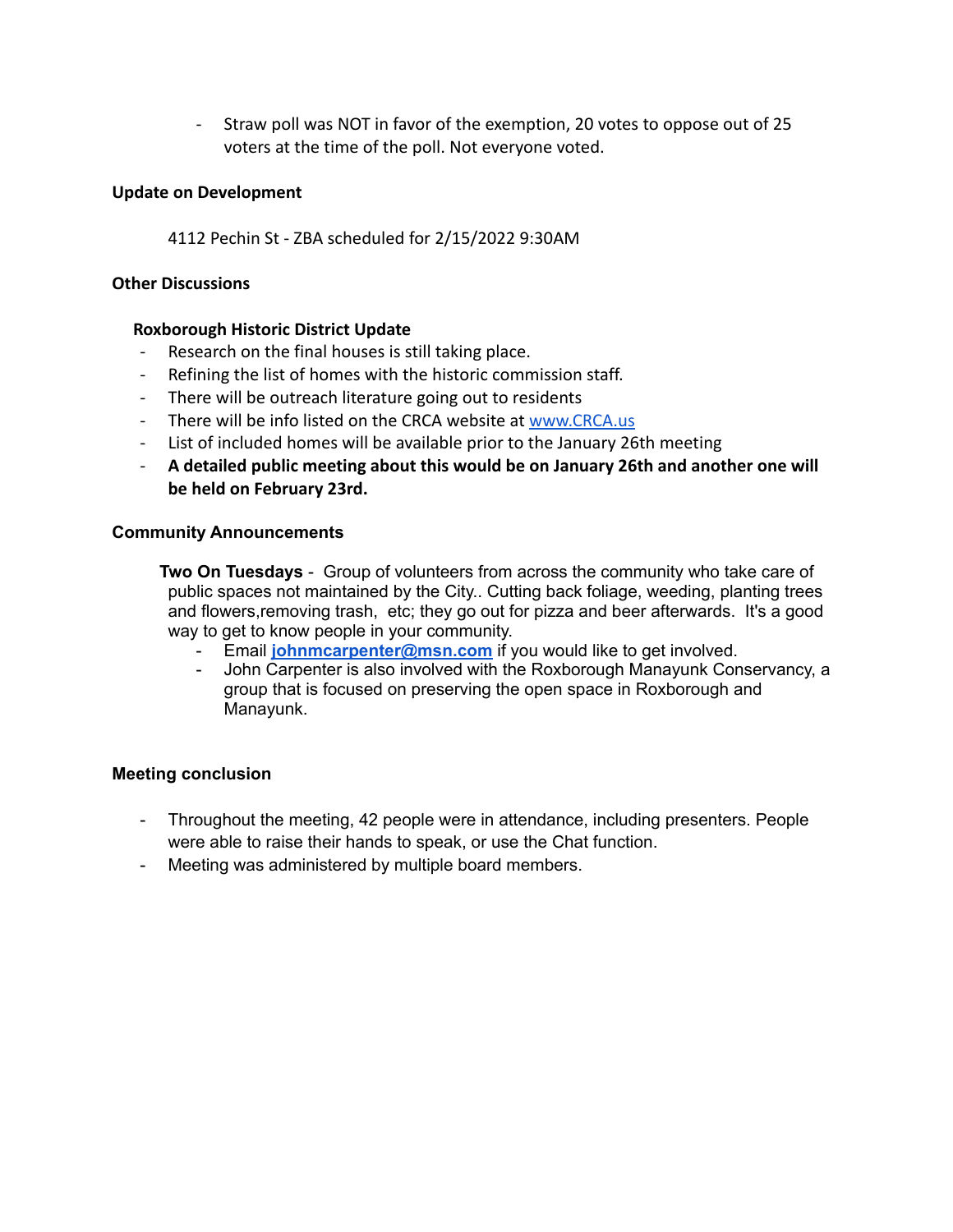- Straw poll was NOT in favor of the exemption, 20 votes to oppose out of 25 voters at the time of the poll. Not everyone voted.

**Update on Development**

4112 Pechin St - ZBA scheduled for 2/15/2022 9:30AM

**Other Discussions**

**Roxborough Historic District Update**

- Research on the final houses is still taking place.
- Refining the list of homes with the historic commission staff.
- There will be outreach literature going out to residents
- There will be info listed on the CRCA website at www.CRCA.us
- List of included homes will be available prior to the January 26th meeting
- **A detailed public meeting about this would be on January 26th and another one will be held on February 23rd.**

**Community Announcements**

**Two On Tuesdays** - Group of volunteers from across the community who take care of public spaces not maintained by the City.. Cutting back foliage, weeding, planting trees and flowers,removing trash, etc; they go out for pizza and beer afterwards. It's a good way to get to know people in your community.

- Email **johnmcarpenter@msn.com** if you would like to get involved.
- John Carpenter is also involved with the Roxborough Manayunk Conservancy, a group that is focused on preserving the open space in Roxborough and Manayunk.

**Meeting conclusion**

- Throughout the meeting, 42 people were in attendance, including presenters. People were able to raise their hands to speak, or use the Chat function.
- Meeting was administered by multiple board members.